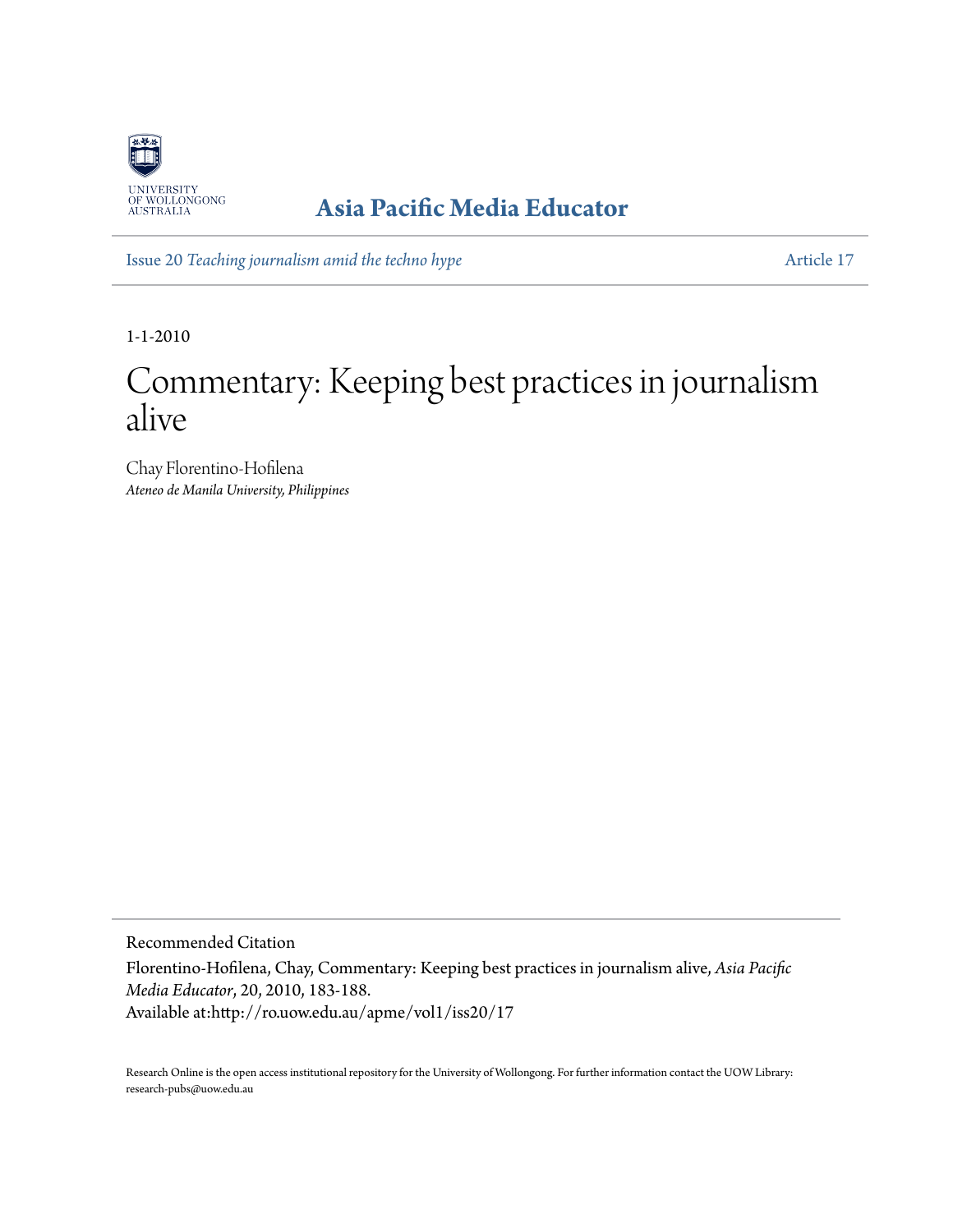UNIVERSITY OF WOLLONGONG AUSTRALIA

**Asia Pacific Media Educator**

Issue 20 *Teaching journalism amid the techno hype* Article 17

1-1-2010

# Commentary: Keeping best practices in journalism alive

Chay Florentino-Hofilena
*Ateneo de Manila University, Philippines*

Recommended Citation

Florentino-Hofilena, Chay, Commentary: Keeping best practices in journalism alive, *Asia Pacific Media Educator*, 20, 2010, 183-188.
Available at:http://ro.uow.edu.au/apme/vol1/iss20/17

Research Online is the open access institutional repository for the University of Wollongong. For further information contact the UOW Library: research-pubs@uow.edu.au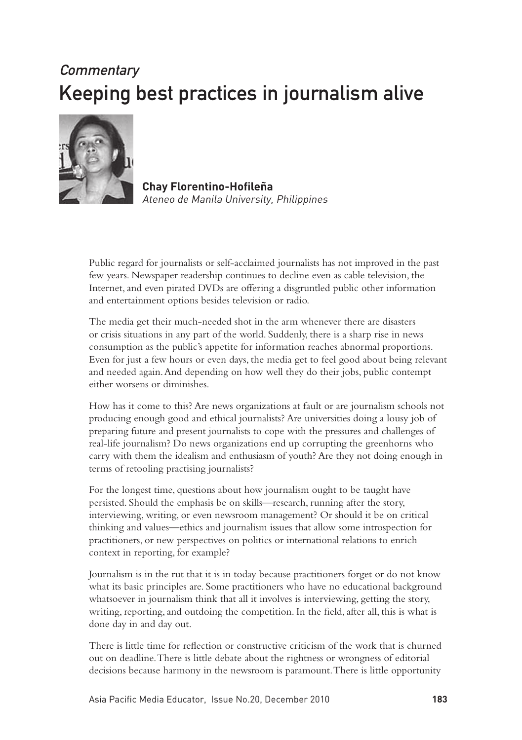*Commentary*

# Keeping best practices in journalism alive

**Chay Florentino-Hofileña**
*Ateneo de Manila University, Philippines*

Public regard for journalists or self-acclaimed journalists has not improved in the past few years. Newspaper readership continues to decline even as cable television, the Internet, and even pirated DVDs are offering a disgruntled public other information and entertainment options besides television or radio.

The media get their much-needed shot in the arm whenever there are disasters or crisis situations in any part of the world. Suddenly, there is a sharp rise in news consumption as the public's appetite for information reaches abnormal proportions. Even for just a few hours or even days, the media get to feel good about being relevant and needed again. And depending on how well they do their jobs, public contempt either worsens or diminishes.

How has it come to this? Are news organizations at fault or are journalism schools not producing enough good and ethical journalists? Are universities doing a lousy job of preparing future and present journalists to cope with the pressures and challenges of real-life journalism? Do news organizations end up corrupting the greenhorns who carry with them the idealism and enthusiasm of youth? Are they not doing enough in terms of retooling practising journalists?

For the longest time, questions about how journalism ought to be taught have persisted. Should the emphasis be on skills—research, running after the story, interviewing, writing, or even newsroom management? Or should it be on critical thinking and values—ethics and journalism issues that allow some introspection for practitioners, or new perspectives on politics or international relations to enrich context in reporting, for example?

Journalism is in the rut that it is in today because practitioners forget or do not know what its basic principles are. Some practitioners who have no educational background whatsoever in journalism think that all it involves is interviewing, getting the story, writing, reporting, and outdoing the competition. In the field, after all, this is what is done day in and day out.

There is little time for reflection or constructive criticism of the work that is churned out on deadline. There is little debate about the rightness or wrongness of editorial decisions because harmony in the newsroom is paramount. There is little opportunity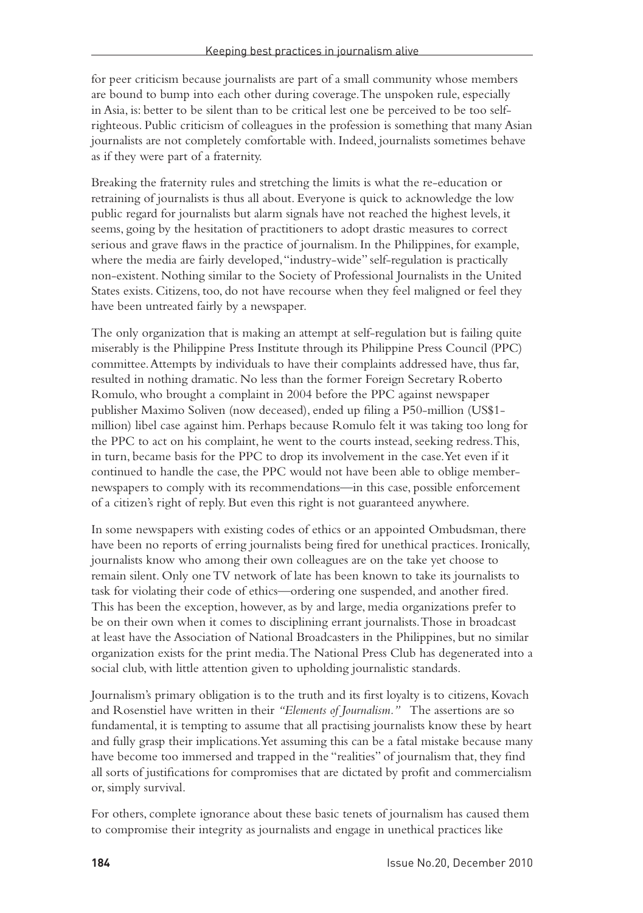for peer criticism because journalists are part of a small community whose members are bound to bump into each other during coverage. The unspoken rule, especially in Asia, is: better to be silent than to be critical lest one be perceived to be too self-righteous. Public criticism of colleagues in the profession is something that many Asian journalists are not completely comfortable with. Indeed, journalists sometimes behave as if they were part of a fraternity.

Breaking the fraternity rules and stretching the limits is what the re-education or retraining of journalists is thus all about. Everyone is quick to acknowledge the low public regard for journalists but alarm signals have not reached the highest levels, it seems, going by the hesitation of practitioners to adopt drastic measures to correct serious and grave flaws in the practice of journalism. In the Philippines, for example, where the media are fairly developed, "industry-wide" self-regulation is practically non-existent. Nothing similar to the Society of Professional Journalists in the United States exists. Citizens, too, do not have recourse when they feel maligned or feel they have been untreated fairly by a newspaper.

The only organization that is making an attempt at self-regulation but is failing quite miserably is the Philippine Press Institute through its Philippine Press Council (PPC) committee. Attempts by individuals to have their complaints addressed have, thus far, resulted in nothing dramatic. No less than the former Foreign Secretary Roberto Romulo, who brought a complaint in 2004 before the PPC against newspaper publisher Maximo Soliven (now deceased), ended up filing a P50-million (US$1-million) libel case against him. Perhaps because Romulo felt it was taking too long for the PPC to act on his complaint, he went to the courts instead, seeking redress. This, in turn, became basis for the PPC to drop its involvement in the case. Yet even if it continued to handle the case, the PPC would not have been able to oblige member-newspapers to comply with its recommendations—in this case, possible enforcement of a citizen's right of reply. But even this right is not guaranteed anywhere.

In some newspapers with existing codes of ethics or an appointed Ombudsman, there have been no reports of erring journalists being fired for unethical practices. Ironically, journalists know who among their own colleagues are on the take yet choose to remain silent. Only one TV network of late has been known to take its journalists to task for violating their code of ethics—ordering one suspended, and another fired. This has been the exception, however, as by and large, media organizations prefer to be on their own when it comes to disciplining errant journalists. Those in broadcast at least have the Association of National Broadcasters in the Philippines, but no similar organization exists for the print media. The National Press Club has degenerated into a social club, with little attention given to upholding journalistic standards.

Journalism's primary obligation is to the truth and its first loyalty is to citizens, Kovach and Rosenstiel have written in their *"Elements of Journalism."* The assertions are so fundamental, it is tempting to assume that all practising journalists know these by heart and fully grasp their implications. Yet assuming this can be a fatal mistake because many have become too immersed and trapped in the "realities" of journalism that, they find all sorts of justifications for compromises that are dictated by profit and commercialism or, simply survival.

For others, complete ignorance about these basic tenets of journalism has caused them to compromise their integrity as journalists and engage in unethical practices like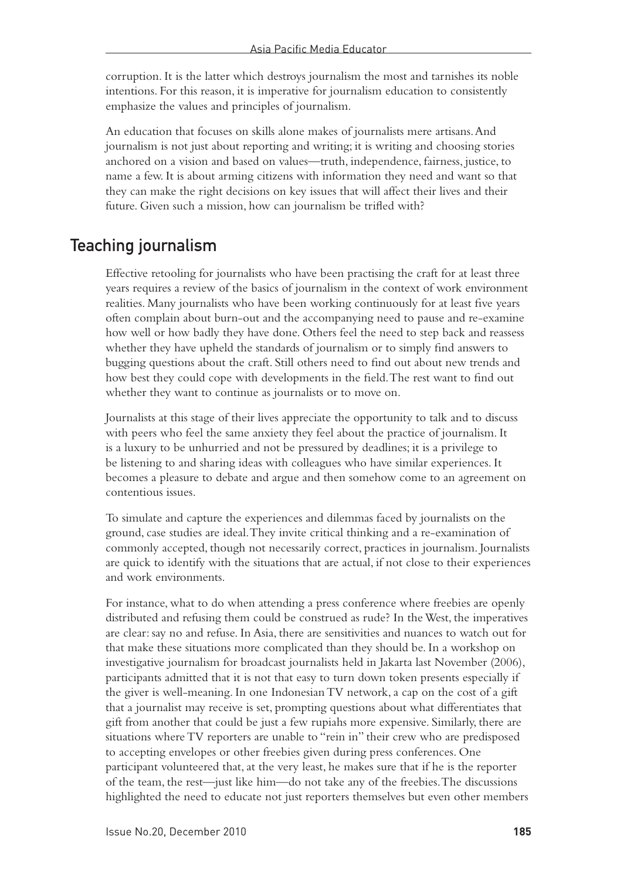corruption. It is the latter which destroys journalism the most and tarnishes its noble intentions. For this reason, it is imperative for journalism education to consistently emphasize the values and principles of journalism.

An education that focuses on skills alone makes of journalists mere artisans. And journalism is not just about reporting and writing; it is writing and choosing stories anchored on a vision and based on values—truth, independence, fairness, justice, to name a few. It is about arming citizens with information they need and want so that they can make the right decisions on key issues that will affect their lives and their future. Given such a mission, how can journalism be trifled with?

## Teaching journalism

Effective retooling for journalists who have been practising the craft for at least three years requires a review of the basics of journalism in the context of work environment realities. Many journalists who have been working continuously for at least five years often complain about burn-out and the accompanying need to pause and re-examine how well or how badly they have done. Others feel the need to step back and reassess whether they have upheld the standards of journalism or to simply find answers to bugging questions about the craft. Still others need to find out about new trends and how best they could cope with developments in the field. The rest want to find out whether they want to continue as journalists or to move on.

Journalists at this stage of their lives appreciate the opportunity to talk and to discuss with peers who feel the same anxiety they feel about the practice of journalism. It is a luxury to be unhurried and not be pressured by deadlines; it is a privilege to be listening to and sharing ideas with colleagues who have similar experiences. It becomes a pleasure to debate and argue and then somehow come to an agreement on contentious issues.

To simulate and capture the experiences and dilemmas faced by journalists on the ground, case studies are ideal. They invite critical thinking and a re-examination of commonly accepted, though not necessarily correct, practices in journalism. Journalists are quick to identify with the situations that are actual, if not close to their experiences and work environments.

For instance, what to do when attending a press conference where freebies are openly distributed and refusing them could be construed as rude? In the West, the imperatives are clear: say no and refuse. In Asia, there are sensitivities and nuances to watch out for that make these situations more complicated than they should be. In a workshop on investigative journalism for broadcast journalists held in Jakarta last November (2006), participants admitted that it is not that easy to turn down token presents especially if the giver is well-meaning. In one Indonesian TV network, a cap on the cost of a gift that a journalist may receive is set, prompting questions about what differentiates that gift from another that could be just a few rupiahs more expensive. Similarly, there are situations where TV reporters are unable to "rein in" their crew who are predisposed to accepting envelopes or other freebies given during press conferences. One participant volunteered that, at the very least, he makes sure that if he is the reporter of the team, the rest—just like him—do not take any of the freebies. The discussions highlighted the need to educate not just reporters themselves but even other members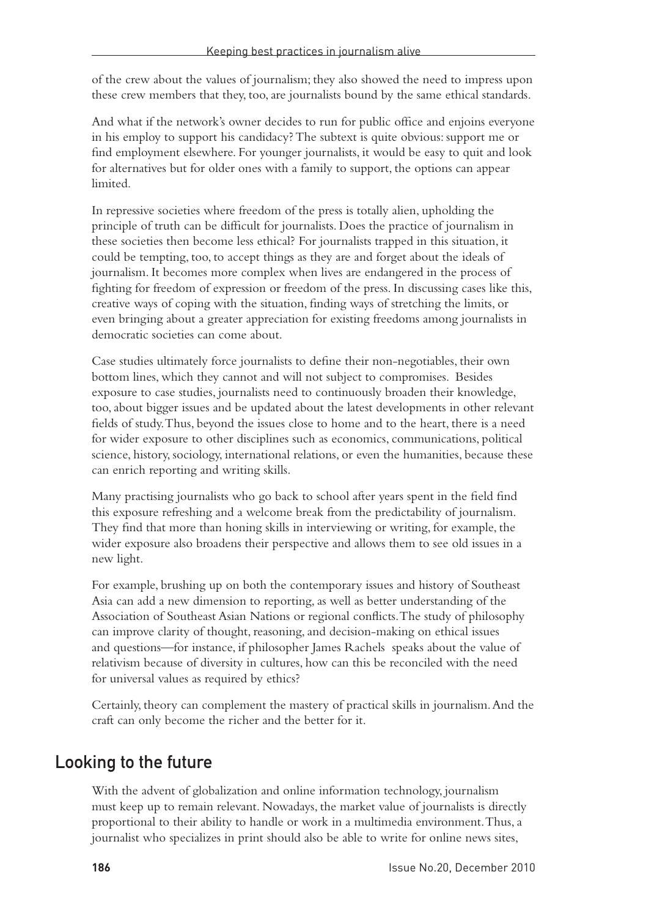of the crew about the values of journalism; they also showed the need to impress upon these crew members that they, too, are journalists bound by the same ethical standards.

And what if the network's owner decides to run for public office and enjoins everyone in his employ to support his candidacy? The subtext is quite obvious: support me or find employment elsewhere. For younger journalists, it would be easy to quit and look for alternatives but for older ones with a family to support, the options can appear limited.

In repressive societies where freedom of the press is totally alien, upholding the principle of truth can be difficult for journalists. Does the practice of journalism in these societies then become less ethical? For journalists trapped in this situation, it could be tempting, too, to accept things as they are and forget about the ideals of journalism. It becomes more complex when lives are endangered in the process of fighting for freedom of expression or freedom of the press. In discussing cases like this, creative ways of coping with the situation, finding ways of stretching the limits, or even bringing about a greater appreciation for existing freedoms among journalists in democratic societies can come about.

Case studies ultimately force journalists to define their non-negotiables, their own bottom lines, which they cannot and will not subject to compromises. Besides exposure to case studies, journalists need to continuously broaden their knowledge, too, about bigger issues and be updated about the latest developments in other relevant fields of study. Thus, beyond the issues close to home and to the heart, there is a need for wider exposure to other disciplines such as economics, communications, political science, history, sociology, international relations, or even the humanities, because these can enrich reporting and writing skills.

Many practising journalists who go back to school after years spent in the field find this exposure refreshing and a welcome break from the predictability of journalism. They find that more than honing skills in interviewing or writing, for example, the wider exposure also broadens their perspective and allows them to see old issues in a new light.

For example, brushing up on both the contemporary issues and history of Southeast Asia can add a new dimension to reporting, as well as better understanding of the Association of Southeast Asian Nations or regional conflicts. The study of philosophy can improve clarity of thought, reasoning, and decision-making on ethical issues and questions—for instance, if philosopher James Rachels speaks about the value of relativism because of diversity in cultures, how can this be reconciled with the need for universal values as required by ethics?

Certainly, theory can complement the mastery of practical skills in journalism. And the craft can only become the richer and the better for it.

## Looking to the future

With the advent of globalization and online information technology, journalism must keep up to remain relevant. Nowadays, the market value of journalists is directly proportional to their ability to handle or work in a multimedia environment. Thus, a journalist who specializes in print should also be able to write for online news sites,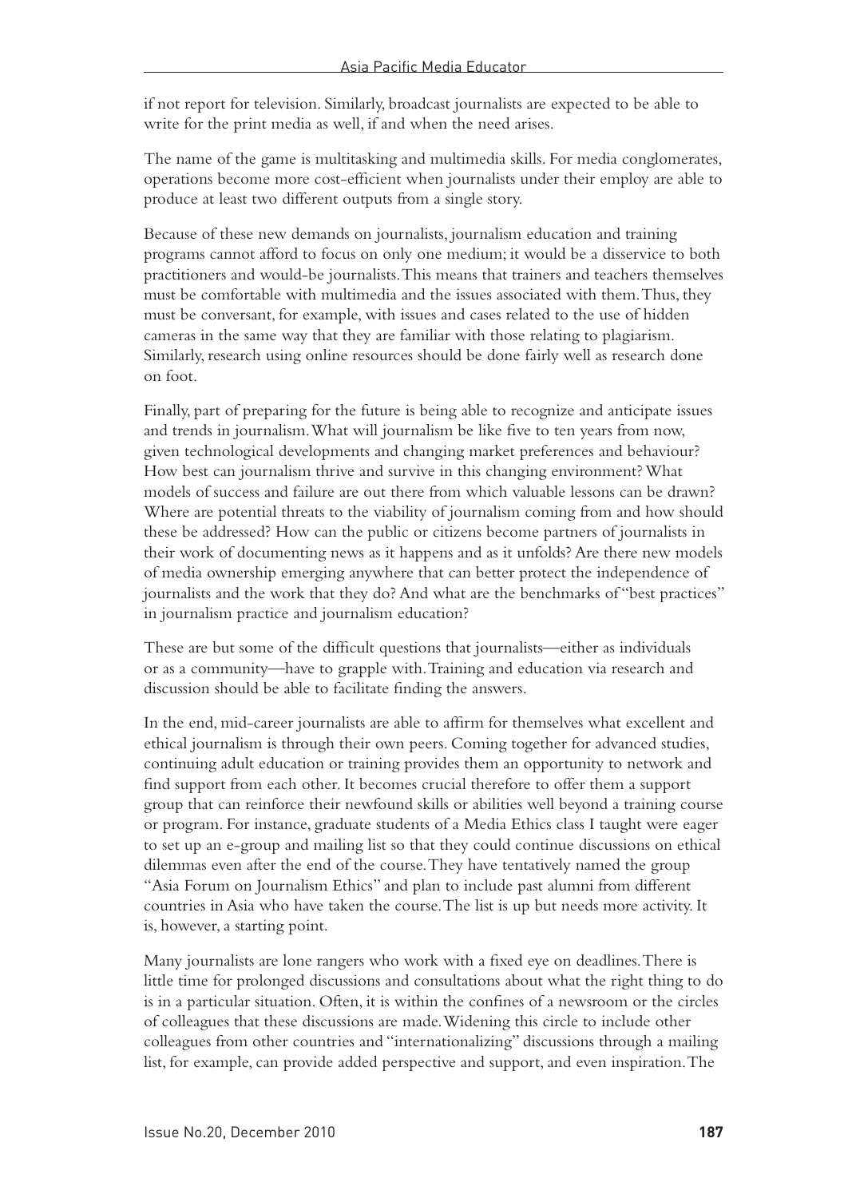if not report for television. Similarly, broadcast journalists are expected to be able to write for the print media as well, if and when the need arises.

The name of the game is multitasking and multimedia skills. For media conglomerates, operations become more cost-efficient when journalists under their employ are able to produce at least two different outputs from a single story.

Because of these new demands on journalists, journalism education and training programs cannot afford to focus on only one medium; it would be a disservice to both practitioners and would-be journalists. This means that trainers and teachers themselves must be comfortable with multimedia and the issues associated with them. Thus, they must be conversant, for example, with issues and cases related to the use of hidden cameras in the same way that they are familiar with those relating to plagiarism. Similarly, research using online resources should be done fairly well as research done on foot.

Finally, part of preparing for the future is being able to recognize and anticipate issues and trends in journalism. What will journalism be like five to ten years from now, given technological developments and changing market preferences and behaviour? How best can journalism thrive and survive in this changing environment? What models of success and failure are out there from which valuable lessons can be drawn? Where are potential threats to the viability of journalism coming from and how should these be addressed? How can the public or citizens become partners of journalists in their work of documenting news as it happens and as it unfolds? Are there new models of media ownership emerging anywhere that can better protect the independence of journalists and the work that they do? And what are the benchmarks of "best practices" in journalism practice and journalism education?

These are but some of the difficult questions that journalists—either as individuals or as a community—have to grapple with. Training and education via research and discussion should be able to facilitate finding the answers.

In the end, mid-career journalists are able to affirm for themselves what excellent and ethical journalism is through their own peers. Coming together for advanced studies, continuing adult education or training provides them an opportunity to network and find support from each other. It becomes crucial therefore to offer them a support group that can reinforce their newfound skills or abilities well beyond a training course or program. For instance, graduate students of a Media Ethics class I taught were eager to set up an e-group and mailing list so that they could continue discussions on ethical dilemmas even after the end of the course. They have tentatively named the group "Asia Forum on Journalism Ethics" and plan to include past alumni from different countries in Asia who have taken the course. The list is up but needs more activity. It is, however, a starting point.

Many journalists are lone rangers who work with a fixed eye on deadlines. There is little time for prolonged discussions and consultations about what the right thing to do is in a particular situation. Often, it is within the confines of a newsroom or the circles of colleagues that these discussions are made. Widening this circle to include other colleagues from other countries and "internationalizing" discussions through a mailing list, for example, can provide added perspective and support, and even inspiration. The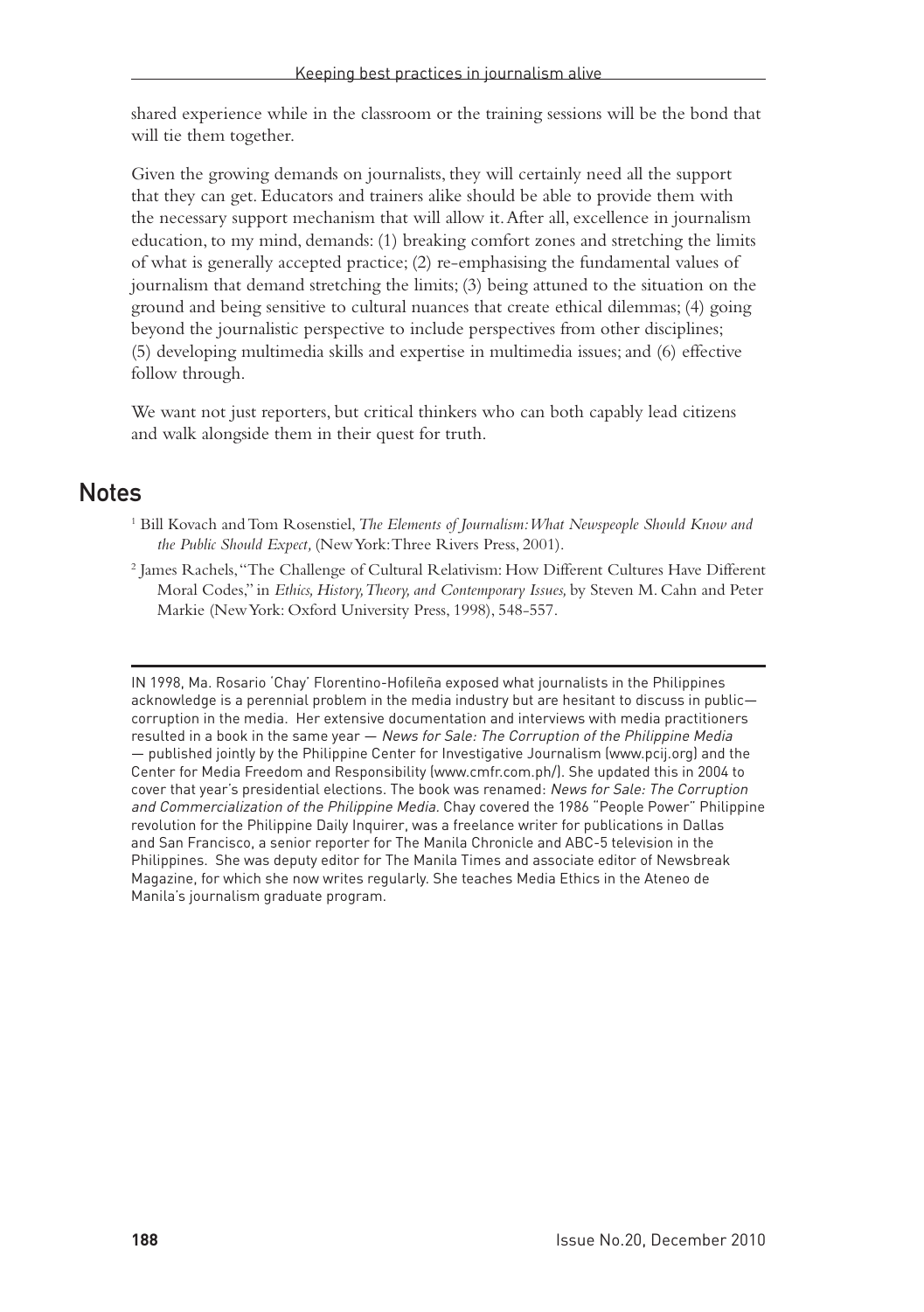shared experience while in the classroom or the training sessions will be the bond that will tie them together.

Given the growing demands on journalists, they will certainly need all the support that they can get. Educators and trainers alike should be able to provide them with the necessary support mechanism that will allow it. After all, excellence in journalism education, to my mind, demands: (1) breaking comfort zones and stretching the limits of what is generally accepted practice; (2) re-emphasising the fundamental values of journalism that demand stretching the limits; (3) being attuned to the situation on the ground and being sensitive to cultural nuances that create ethical dilemmas; (4) going beyond the journalistic perspective to include perspectives from other disciplines; (5) developing multimedia skills and expertise in multimedia issues; and (6) effective follow through.

We want not just reporters, but critical thinkers who can both capably lead citizens and walk alongside them in their quest for truth.

## Notes

[1] Bill Kovach and Tom Rosenstiel, *The Elements of Journalism: What Newspeople Should Know and the Public Should Expect,* (New York: Three Rivers Press, 2001).

[2] James Rachels, "The Challenge of Cultural Relativism: How Different Cultures Have Different Moral Codes," in *Ethics, History, Theory, and Contemporary Issues,* by Steven M. Cahn and Peter Markie (New York: Oxford University Press, 1998), 548-557.

---

IN 1998, Ma. Rosario 'Chay' Florentino-Hofileña exposed what journalists in the Philippines acknowledge is a perennial problem in the media industry but are hesitant to discuss in public—corruption in the media. Her extensive documentation and interviews with media practitioners resulted in a book in the same year — *News for Sale: The Corruption of the Philippine Media* — published jointly by the Philippine Center for Investigative Journalism (www.pcij.org) and the Center for Media Freedom and Responsibility (www.cmfr.com.ph/). She updated this in 2004 to cover that year's presidential elections. The book was renamed: *News for Sale: The Corruption and Commercialization of the Philippine Media.* Chay covered the 1986 "People Power" Philippine revolution for the Philippine Daily Inquirer, was a freelance writer for publications in Dallas and San Francisco, a senior reporter for The Manila Chronicle and ABC-5 television in the Philippines. She was deputy editor for The Manila Times and associate editor of Newsbreak Magazine, for which she now writes regularly. She teaches Media Ethics in the Ateneo de Manila's journalism graduate program.